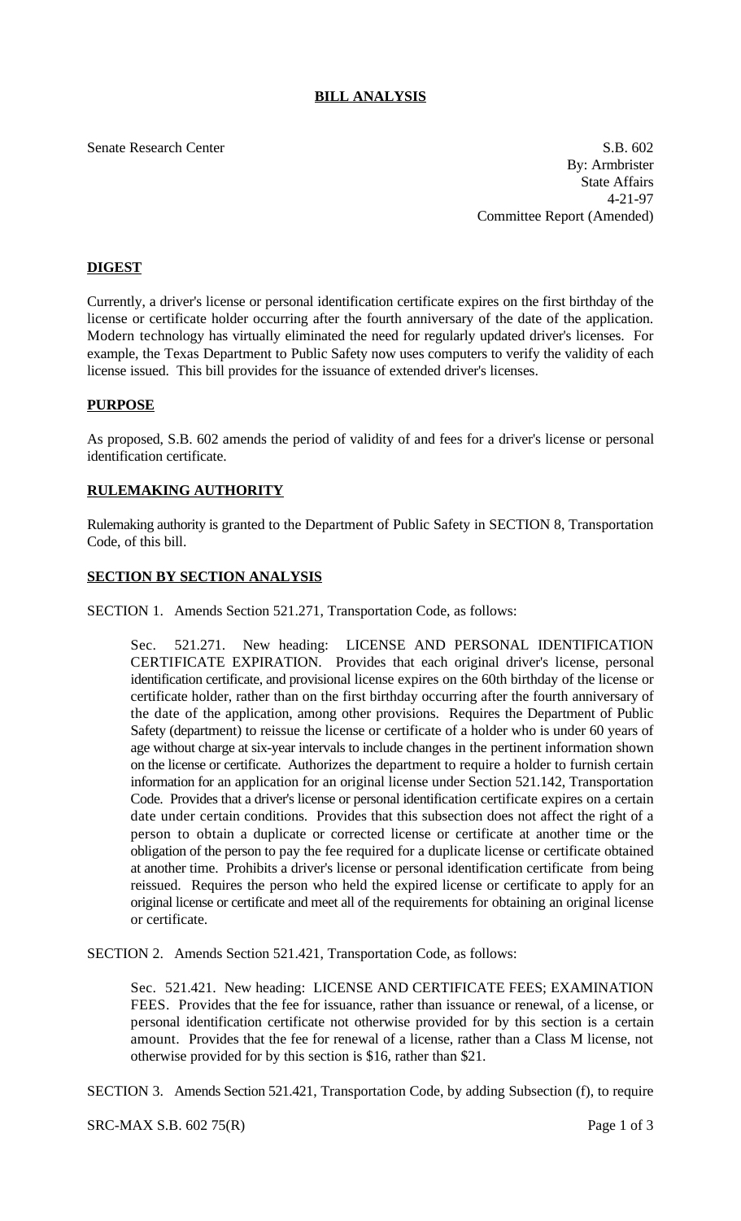# BILL ANALYSIS

Senate Research Center

S.B. 602
By: Armbrister
State Affairs
4-21-97
Committee Report (Amended)

## DIGEST

Currently, a driver's license or personal identification certificate expires on the first birthday of the license or certificate holder occurring after the fourth anniversary of the date of the application. Modern technology has virtually eliminated the need for regularly updated driver's licenses. For example, the Texas Department to Public Safety now uses computers to verify the validity of each license issued. This bill provides for the issuance of extended driver's licenses.

## PURPOSE

As proposed, S.B. 602 amends the period of validity of and fees for a driver's license or personal identification certificate.

## RULEMAKING AUTHORITY

Rulemaking authority is granted to the Department of Public Safety in SECTION 8, Transportation Code, of this bill.

## SECTION BY SECTION ANALYSIS

SECTION 1. Amends Section 521.271, Transportation Code, as follows:

Sec. 521.271. New heading: LICENSE AND PERSONAL IDENTIFICATION CERTIFICATE EXPIRATION. Provides that each original driver's license, personal identification certificate, and provisional license expires on the 60th birthday of the license or certificate holder, rather than on the first birthday occurring after the fourth anniversary of the date of the application, among other provisions. Requires the Department of Public Safety (department) to reissue the license or certificate of a holder who is under 60 years of age without charge at six-year intervals to include changes in the pertinent information shown on the license or certificate. Authorizes the department to require a holder to furnish certain information for an application for an original license under Section 521.142, Transportation Code. Provides that a driver's license or personal identification certificate expires on a certain date under certain conditions. Provides that this subsection does not affect the right of a person to obtain a duplicate or corrected license or certificate at another time or the obligation of the person to pay the fee required for a duplicate license or certificate obtained at another time. Prohibits a driver's license or personal identification certificate from being reissued. Requires the person who held the expired license or certificate to apply for an original license or certificate and meet all of the requirements for obtaining an original license or certificate.

SECTION 2. Amends Section 521.421, Transportation Code, as follows:

Sec. 521.421. New heading: LICENSE AND CERTIFICATE FEES; EXAMINATION FEES. Provides that the fee for issuance, rather than issuance or renewal, of a license, or personal identification certificate not otherwise provided for by this section is a certain amount. Provides that the fee for renewal of a license, rather than a Class M license, not otherwise provided for by this section is $16, rather than $21.

SECTION 3. Amends Section 521.421, Transportation Code, by adding Subsection (f), to require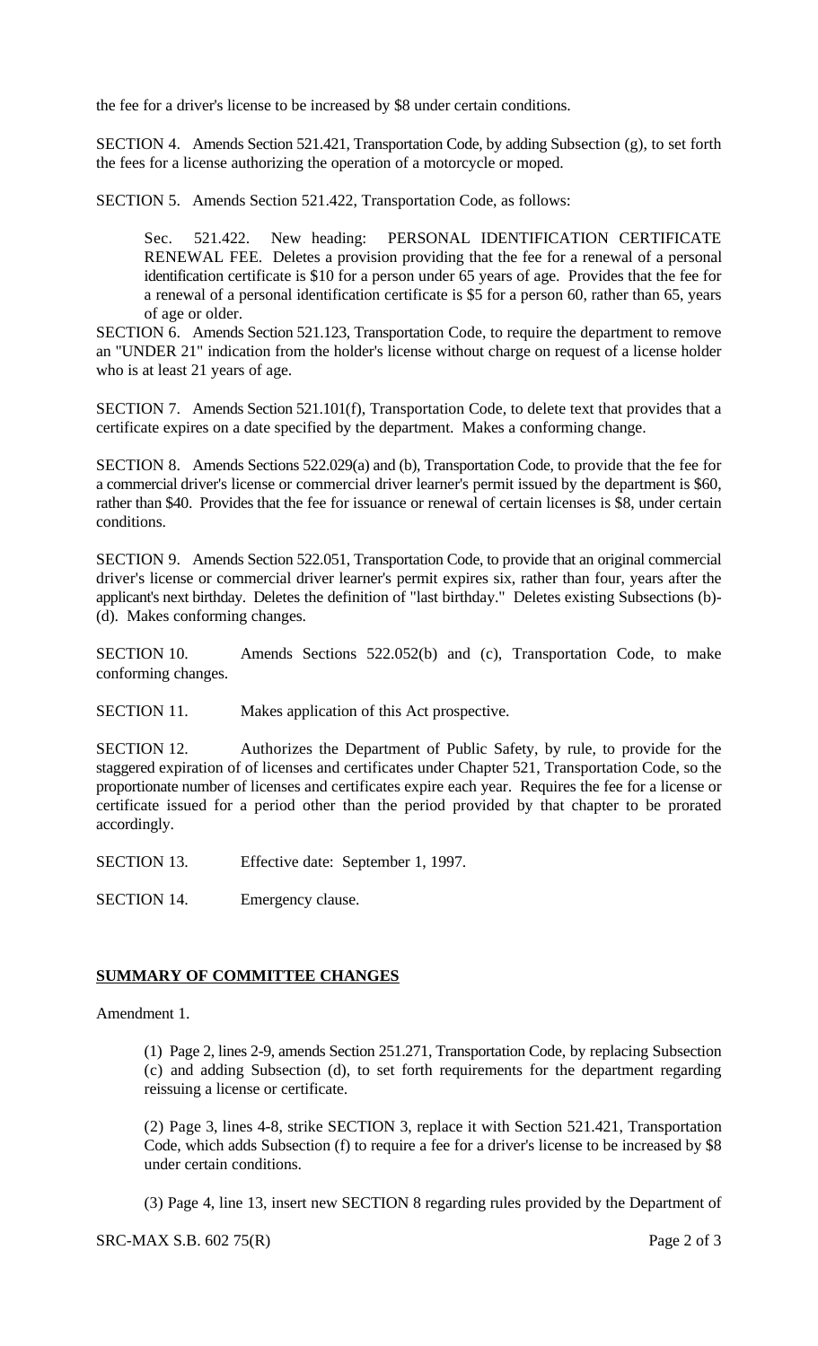the fee for a driver's license to be increased by $8 under certain conditions.

SECTION 4. Amends Section 521.421, Transportation Code, by adding Subsection (g), to set forth the fees for a license authorizing the operation of a motorcycle or moped.

SECTION 5. Amends Section 521.422, Transportation Code, as follows:

> Sec. 521.422. New heading: PERSONAL IDENTIFICATION CERTIFICATE RENEWAL FEE. Deletes a provision providing that the fee for a renewal of a personal identification certificate is $10 for a person under 65 years of age. Provides that the fee for a renewal of a personal identification certificate is $5 for a person 60, rather than 65, years of age or older.

SECTION 6. Amends Section 521.123, Transportation Code, to require the department to remove an "UNDER 21" indication from the holder's license without charge on request of a license holder who is at least 21 years of age.

SECTION 7. Amends Section 521.101(f), Transportation Code, to delete text that provides that a certificate expires on a date specified by the department. Makes a conforming change.

SECTION 8. Amends Sections 522.029(a) and (b), Transportation Code, to provide that the fee for a commercial driver's license or commercial driver learner's permit issued by the department is $60, rather than $40. Provides that the fee for issuance or renewal of certain licenses is $8, under certain conditions.

SECTION 9. Amends Section 522.051, Transportation Code, to provide that an original commercial driver's license or commercial driver learner's permit expires six, rather than four, years after the applicant's next birthday. Deletes the definition of "last birthday." Deletes existing Subsections (b)-(d). Makes conforming changes.

SECTION 10. Amends Sections 522.052(b) and (c), Transportation Code, to make conforming changes.

SECTION 11. Makes application of this Act prospective.

SECTION 12. Authorizes the Department of Public Safety, by rule, to provide for the staggered expiration of of licenses and certificates under Chapter 521, Transportation Code, so the proportionate number of licenses and certificates expire each year. Requires the fee for a license or certificate issued for a period other than the period provided by that chapter to be prorated accordingly.

SECTION 13. Effective date: September 1, 1997.

SECTION 14. Emergency clause.

## SUMMARY OF COMMITTEE CHANGES

Amendment 1.

> (1) Page 2, lines 2-9, amends Section 251.271, Transportation Code, by replacing Subsection (c) and adding Subsection (d), to set forth requirements for the department regarding reissuing a license or certificate.
>
> (2) Page 3, lines 4-8, strike SECTION 3, replace it with Section 521.421, Transportation Code, which adds Subsection (f) to require a fee for a driver's license to be increased by $8 under certain conditions.
>
> (3) Page 4, line 13, insert new SECTION 8 regarding rules provided by the Department of

SRC-MAX S.B. 602 75(R)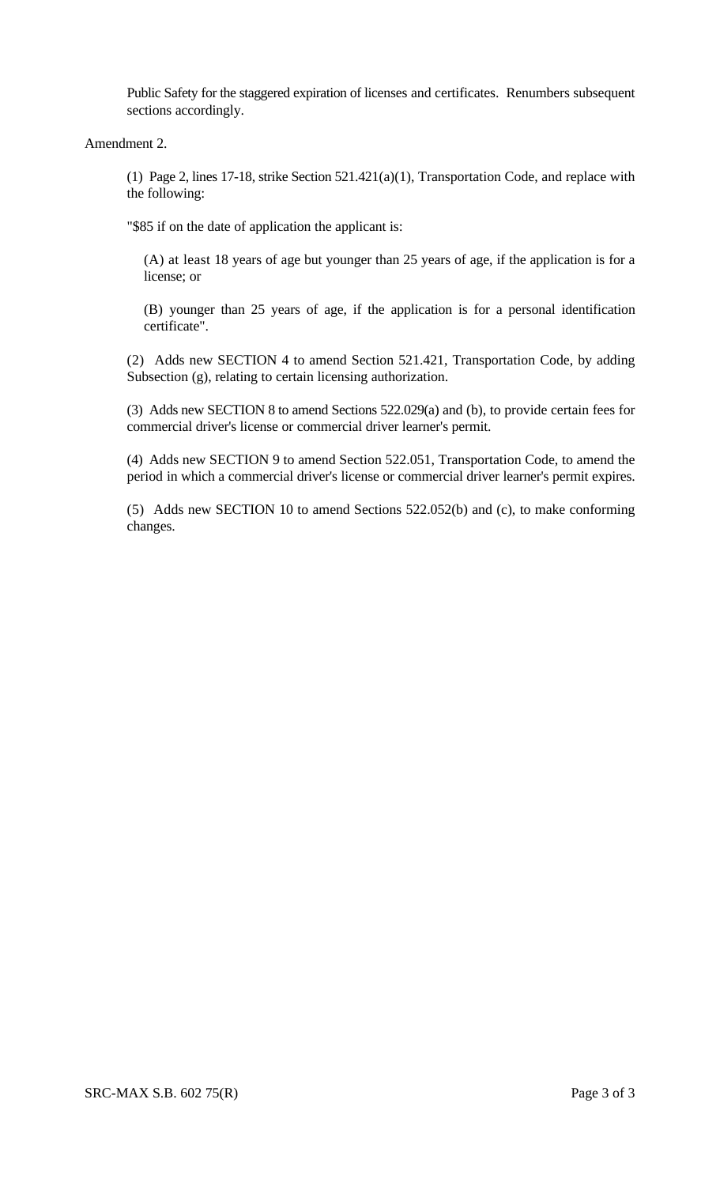Public Safety for the staggered expiration of licenses and certificates. Renumbers subsequent sections accordingly.

Amendment 2.

(1) Page 2, lines 17-18, strike Section 521.421(a)(1), Transportation Code, and replace with the following:

"$85 if on the date of application the applicant is:

(A) at least 18 years of age but younger than 25 years of age, if the application is for a license; or

(B) younger than 25 years of age, if the application is for a personal identification certificate".

(2) Adds new SECTION 4 to amend Section 521.421, Transportation Code, by adding Subsection (g), relating to certain licensing authorization.

(3) Adds new SECTION 8 to amend Sections 522.029(a) and (b), to provide certain fees for commercial driver's license or commercial driver learner's permit.

(4) Adds new SECTION 9 to amend Section 522.051, Transportation Code, to amend the period in which a commercial driver's license or commercial driver learner's permit expires.

(5) Adds new SECTION 10 to amend Sections 522.052(b) and (c), to make conforming changes.